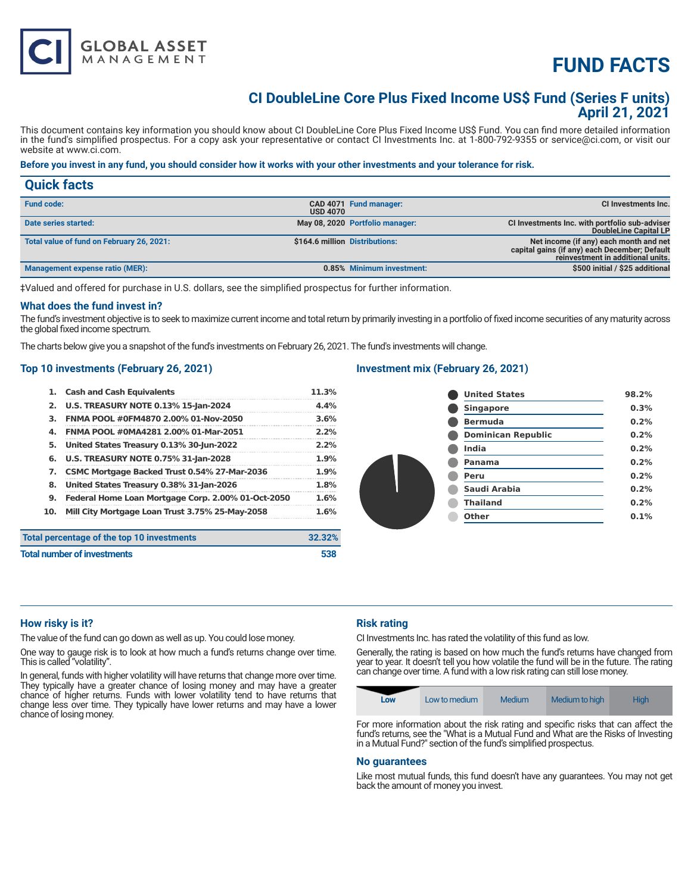# FUND FACTS

## CI DoubleLine Core Plus Fixed Income US$ Fund (Series F units)
## April 21, 2021

This document contains key information you should know about CI DoubleLine Core Plus Fixed Income US$ Fund. You can find more detailed information in the fund's simplified prospectus. For a copy ask your representative or contact CI Investments Inc. at 1-800-792-9355 or service@ci.com, or visit our website at www.ci.com.

**Before you invest in any fund, you should consider how it works with your other investments and your tolerance for risk.**

## Quick facts

| | | | |
|---|---|---|---|
| **Fund code:** | CAD 4071 USD 4070 | **Fund manager:** | CI Investments Inc. |
| **Date series started:** | May 08, 2020 | **Portfolio manager:** | CI Investments Inc. with portfolio sub-adviser DoubleLine Capital LP |
| **Total value of fund on February 26, 2021:** | $164.6 million | **Distributions:** | Net income (if any) each month and net capital gains (if any) each December; Default reinvestment in additional units. |
| **Management expense ratio (MER):** | 0.85% | **Minimum investment:** | $500 initial / $25 additional |

‡Valued and offered for purchase in U.S. dollars, see the simplified prospectus for further information.

### What does the fund invest in?

The fund's investment objective is to seek to maximize current income and total return by primarily investing in a portfolio of fixed income securities of any maturity across the global fixed income spectrum.

The charts below give you a snapshot of the fund's investments on February 26, 2021. The fund's investments will change.

### Top 10 investments (February 26, 2021)

| | | |
|---|---|---|
| 1. | Cash and Cash Equivalents | 11.3% |
| 2. | U.S. TREASURY NOTE 0.13% 15-Jan-2024 | 4.4% |
| 3. | FNMA POOL #0FM4870 2.00% 01-Nov-2050 | 3.6% |
| 4. | FNMA POOL #0MA4281 2.00% 01-Mar-2051 | 2.2% |
| 5. | United States Treasury 0.13% 30-Jun-2022 | 2.2% |
| 6. | U.S. TREASURY NOTE 0.75% 31-Jan-2028 | 1.9% |
| 7. | CSMC Mortgage Backed Trust 0.54% 27-Mar-2036 | 1.9% |
| 8. | United States Treasury 0.38% 31-Jan-2026 | 1.8% |
| 9. | Federal Home Loan Mortgage Corp. 2.00% 01-Oct-2050 | 1.6% |
| 10. | Mill City Mortgage Loan Trust 3.75% 25-May-2058 | 1.6% |

| | |
|---|---|
| **Total percentage of the top 10 investments** | **32.32%** |
| **Total number of investments** | **538** |

### Investment mix (February 26, 2021)

| | |
|---|---|
| United States | 98.2% |
| Singapore | 0.3% |
| Bermuda | 0.2% |
| Dominican Republic | 0.2% |
| India | 0.2% |
| Panama | 0.2% |
| Peru | 0.2% |
| Saudi Arabia | 0.2% |
| Thailand | 0.2% |
| Other | 0.1% |

### How risky is it?

The value of the fund can go down as well as up. You could lose money.

One way to gauge risk is to look at how much a fund's returns change over time. This is called "volatility".

In general, funds with higher volatility will have returns that change more over time. They typically have a greater chance of losing money and may have a greater chance of higher returns. Funds with lower volatility tend to have returns that change less over time. They typically have lower returns and may have a lower chance of losing money.

### Risk rating

CI Investments Inc. has rated the volatility of this fund as low.

Generally, the rating is based on how much the fund's returns have changed from year to year. It doesn't tell you how volatile the fund will be in the future. The rating can change over time. A fund with a low risk rating can still lose money.

| **Low** | Low to medium | Medium | Medium to high | High |
|---|---|---|---|---|

For more information about the risk rating and specific risks that can affect the fund's returns, see the "What is a Mutual Fund and What are the Risks of Investing in a Mutual Fund?" section of the fund's simplified prospectus.

### No guarantees

Like most mutual funds, this fund doesn't have any guarantees. You may not get back the amount of money you invest.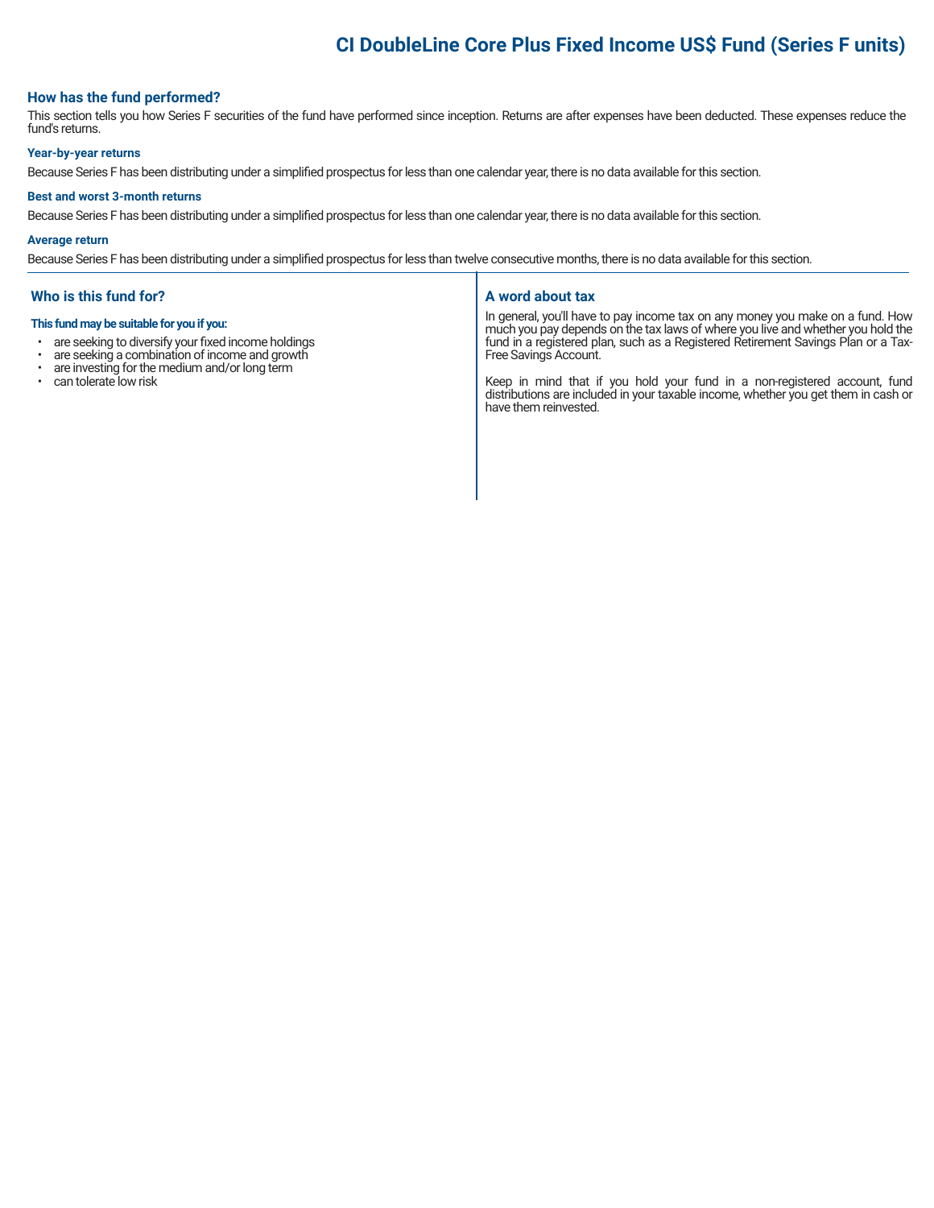# CI DoubleLine Core Plus Fixed Income US$ Fund (Series F units)

## How has the fund performed?

This section tells you how Series F securities of the fund have performed since inception. Returns are after expenses have been deducted. These expenses reduce the fund's returns.

### Year-by-year returns

Because Series F has been distributing under a simplified prospectus for less than one calendar year, there is no data available for this section.

### Best and worst 3-month returns

Because Series F has been distributing under a simplified prospectus for less than one calendar year, there is no data available for this section.

### Average return

Because Series F has been distributing under a simplified prospectus for less than twelve consecutive months, there is no data available for this section.

## Who is this fund for?

**This fund may be suitable for you if you:**

- are seeking to diversify your fixed income holdings
- are seeking a combination of income and growth
- are investing for the medium and/or long term
- can tolerate low risk

## A word about tax

In general, you'll have to pay income tax on any money you make on a fund. How much you pay depends on the tax laws of where you live and whether you hold the fund in a registered plan, such as a Registered Retirement Savings Plan or a Tax-Free Savings Account.

Keep in mind that if you hold your fund in a non-registered account, fund distributions are included in your taxable income, whether you get them in cash or have them reinvested.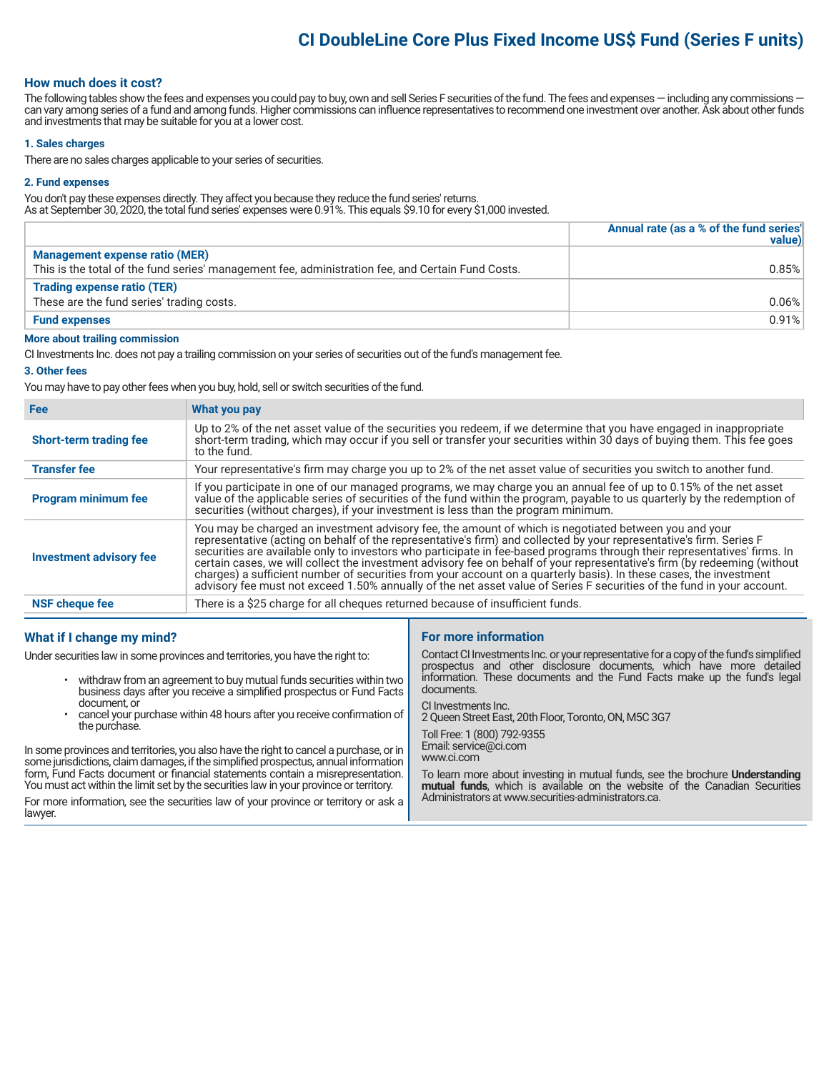# CI DoubleLine Core Plus Fixed Income US$ Fund (Series F units)

## How much does it cost?

The following tables show the fees and expenses you could pay to buy, own and sell Series F securities of the fund. The fees and expenses — including any commissions — can vary among series of a fund and among funds. Higher commissions can influence representatives to recommend one investment over another. Ask about other funds and investments that may be suitable for you at a lower cost.

### 1. Sales charges

There are no sales charges applicable to your series of securities.

### 2. Fund expenses

You don't pay these expenses directly. They affect you because they reduce the fund series' returns.
As at September 30, 2020, the total fund series' expenses were 0.91%. This equals $9.10 for every $1,000 invested.

| | Annual rate (as a % of the fund series' value) |
|---|---|
| **Management expense ratio (MER)**<br>This is the total of the fund series' management fee, administration fee, and Certain Fund Costs. | 0.85% |
| **Trading expense ratio (TER)**<br>These are the fund series' trading costs. | 0.06% |
| **Fund expenses** | 0.91% |

#### More about trailing commission

CI Investments Inc. does not pay a trailing commission on your series of securities out of the fund's management fee.

### 3. Other fees

You may have to pay other fees when you buy, hold, sell or switch securities of the fund.

| Fee | What you pay |
|---|---|
| **Short-term trading fee** | Up to 2% of the net asset value of the securities you redeem, if we determine that you have engaged in inappropriate short-term trading, which may occur if you sell or transfer your securities within 30 days of buying them. This fee goes to the fund. |
| **Transfer fee** | Your representative's firm may charge you up to 2% of the net asset value of securities you switch to another fund. |
| **Program minimum fee** | If you participate in one of our managed programs, we may charge you an annual fee of up to 0.15% of the net asset value of the applicable series of securities of the fund within the program, payable to us quarterly by the redemption of securities (without charges), if your investment is less than the program minimum. |
| **Investment advisory fee** | You may be charged an investment advisory fee, the amount of which is negotiated between you and your representative (acting on behalf of the representative's firm) and collected by your representative's firm. Series F securities are available only to investors who participate in fee-based programs through their representatives' firms. In certain cases, we will collect the investment advisory fee on behalf of your representative's firm (by redeeming (without charges) a sufficient number of securities from your account on a quarterly basis). In these cases, the investment advisory fee must not exceed 1.50% annually of the net asset value of Series F securities of the fund in your account. |
| **NSF cheque fee** | There is a $25 charge for all cheques returned because of insufficient funds. |

## What if I change my mind?

Under securities law in some provinces and territories, you have the right to:

- withdraw from an agreement to buy mutual funds securities within two business days after you receive a simplified prospectus or Fund Facts document, or
- cancel your purchase within 48 hours after you receive confirmation of the purchase.

In some provinces and territories, you also have the right to cancel a purchase, or in some jurisdictions, claim damages, if the simplified prospectus, annual information form, Fund Facts document or financial statements contain a misrepresentation. You must act within the limit set by the securities law in your province or territory.

For more information, see the securities law of your province or territory or ask a lawyer.

## For more information

Contact CI Investments Inc. or your representative for a copy of the fund's simplified prospectus and other disclosure documents, which have more detailed information. These documents and the Fund Facts make up the fund's legal documents.

CI Investments Inc.
2 Queen Street East, 20th Floor, Toronto, ON, M5C 3G7

Toll Free: 1 (800) 792-9355
Email: service@ci.com
www.ci.com

To learn more about investing in mutual funds, see the brochure **Understanding mutual funds**, which is available on the website of the Canadian Securities Administrators at www.securities-administrators.ca.